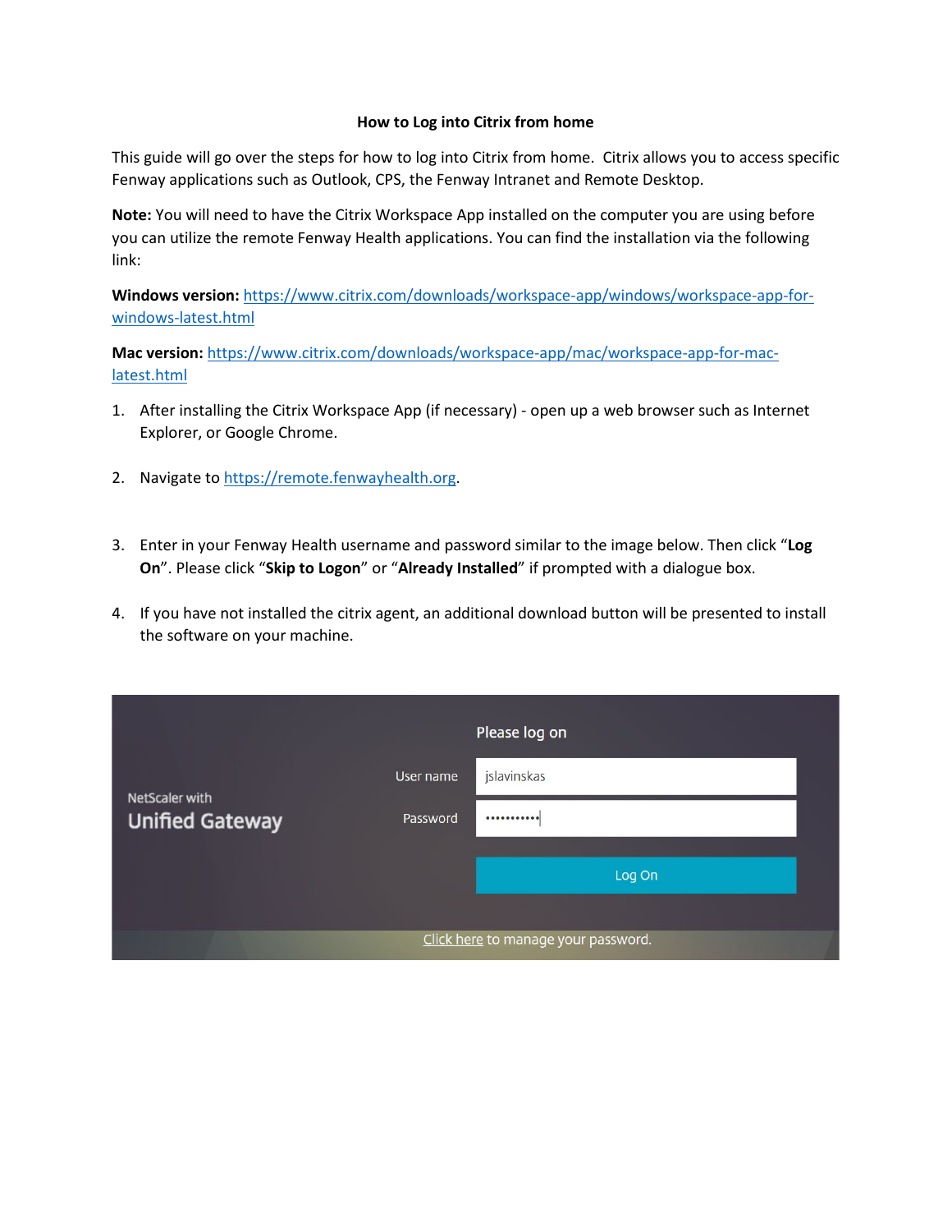# How to Log into Citrix from home

This guide will go over the steps for how to log into Citrix from home. Citrix allows you to access specific Fenway applications such as Outlook, CPS, the Fenway Intranet and Remote Desktop.

**Note:** You will need to have the Citrix Workspace App installed on the computer you are using before you can utilize the remote Fenway Health applications. You can find the installation via the following link:

**Windows version:** https://www.citrix.com/downloads/workspace-app/windows/workspace-app-for-windows-latest.html

**Mac version:** https://www.citrix.com/downloads/workspace-app/mac/workspace-app-for-mac-latest.html

1. After installing the Citrix Workspace App (if necessary) - open up a web browser such as Internet Explorer, or Google Chrome.

2. Navigate to https://remote.fenwayhealth.org.

3. Enter in your Fenway Health username and password similar to the image below. Then click "**Log On**". Please click "**Skip to Logon**" or "**Already Installed**" if prompted with a dialogue box.

4. If you have not installed the citrix agent, an additional download button will be presented to install the software on your machine.

NetScaler with
Unified Gateway

Please log on

User name: jslavinskas

Password: •••••••••••

Log On

Click here to manage your password.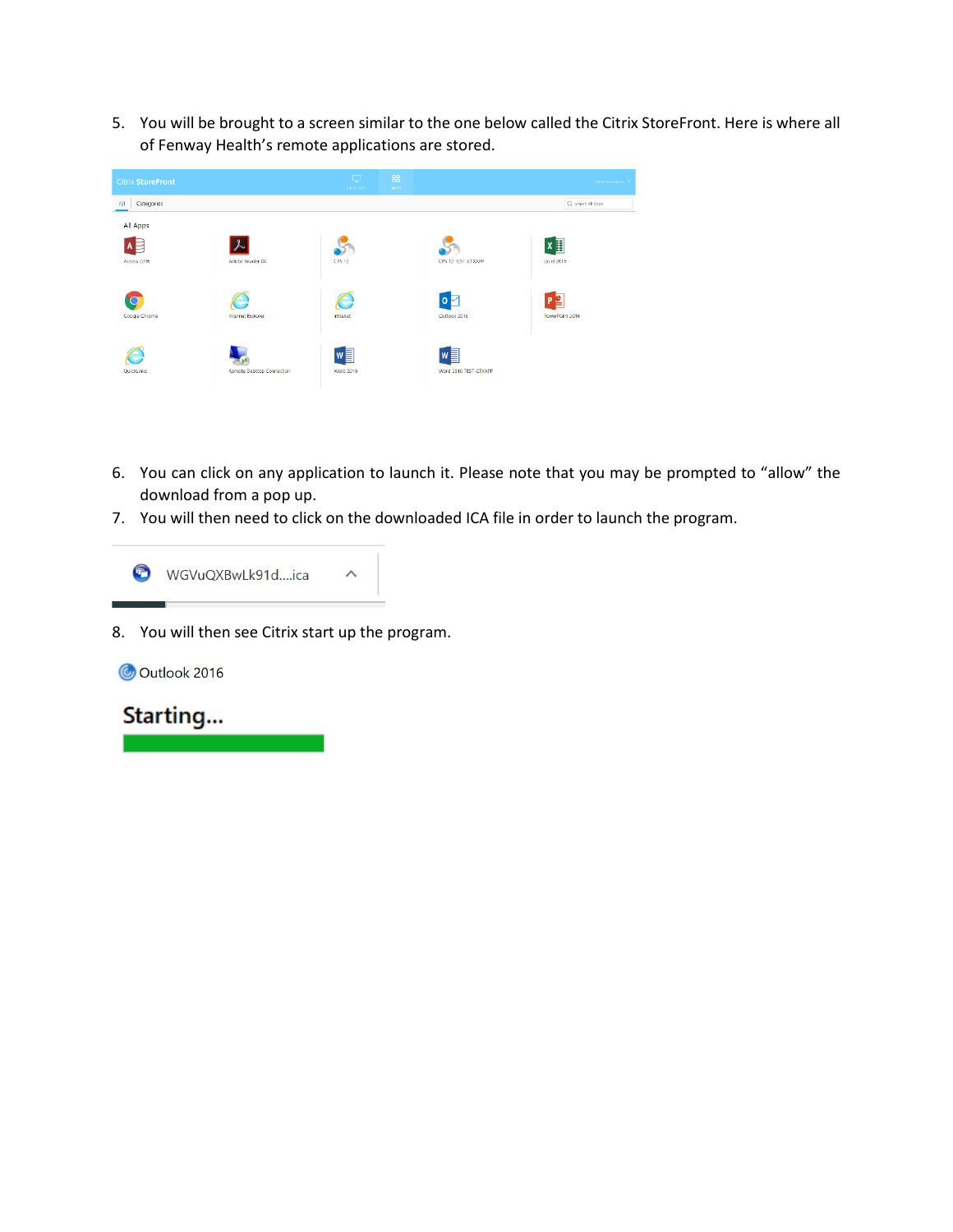5. You will be brought to a screen similar to the one below called the Citrix StoreFront. Here is where all of Fenway Health's remote applications are stored.

6. You can click on any application to launch it. Please note that you may be prompted to "allow" the download from a pop up.
7. You will then need to click on the downloaded ICA file in order to launch the program.

8. You will then see Citrix start up the program.